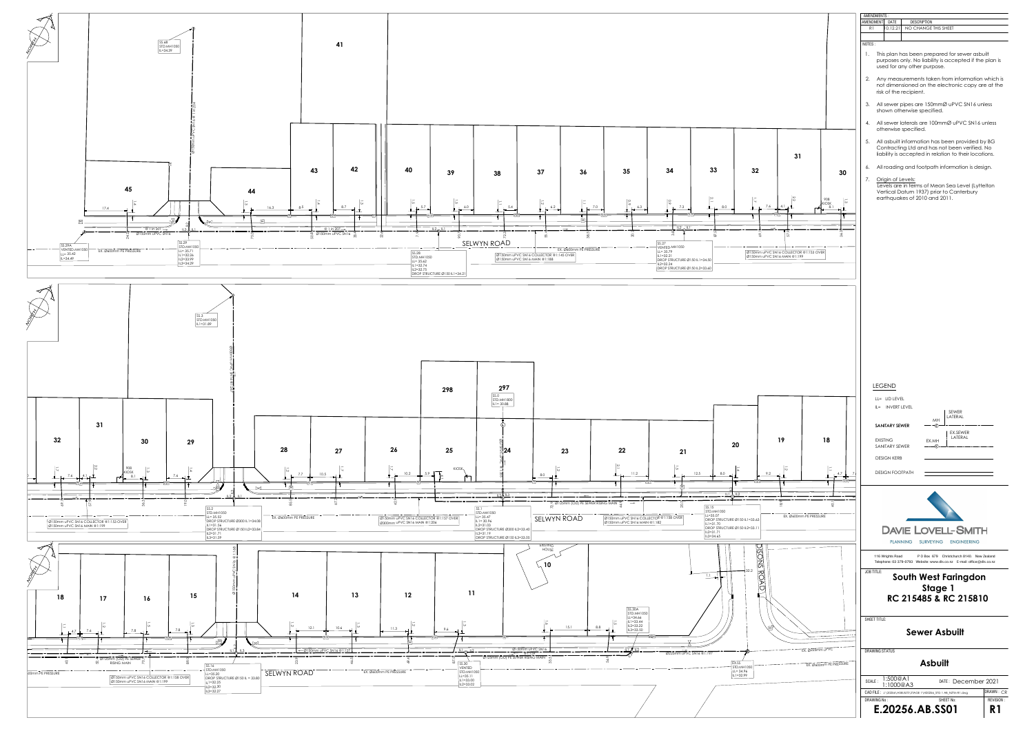## AMENDMENTS

| AMENDMENT | DATE | DESCRIPTION |
| --- | --- | --- |
| R1 | 10.12.21 | NO CHANGE THIS SHEET |

## NOTES :

1. This plan has been prepared for sewer asbuilt purposes only. No liability is accepted if the plan is used for any other purpose.
2. Any measurements taken from information which is not dimensioned on the electronic copy are at the risk of the recipient.
3. All sewer pipes are 150mmØ uPVC SN16 unless shown otherwise specified.
4. All sewer laterals are 100mmØ uPVC SN16 unless otherwise specified.
5. All asbuilt information has been provided by BG Contracting Ltd and has not been verified. No liability is accepted in relation to their locations.
6. All roading and footpath information is design.
7. Origin of Levels:
   Levels are in terms of Mean Sea Level (Lyttelton Vertical Datum 1937) prior to Canterbury earthquakes of 2010 and 2011.

## LEGEND

LL= LID LEVEL
IL= INVERT LEVEL

- SANITARY SEWER — MH — SEWER LATERAL
- EXISTING SANITARY SEWER — EX.MH — EX.SEWER LATERAL
- DESIGN KERB
- DESIGN FOOTPATH

**DAVIE LOVELL-SMITH**
PLANNING SURVEYING ENGINEERING

116 Wrights Road P O Box 679 Christchurch 8140 New Zealand
Telephone: 03 379-0793 Website: www.dls.co.nz E-mail: office@dls.co.nz

JOB TITLE:
# South West Faringdon Stage 1 RC 215485 & RC 215810

SHEET TITLE:
## Sewer Asbuilt

DRAWING STATUS:
## Asbuilt

SCALE: 1:500@A1 / 1:1000@A3 DATE: December 2021

CAD FILE: J:\20256\ASBUILTS\STAGE 1\20256_STG 1 AB_NZTM R1.dwg DRAWN: CR

DRAWING No: **E.20256.AB.SS01** SHEET No: REVISION: **R1**

---

SS.6B STD.MH1050 IL=34.39

SS.29A VENTED MH1050 LL= 35.42 IL=34.49

SS.29 STD.MH1050 LL= 35.71 IL1=32.26 IL2=33.99 IL3=34.29

SS.28 STD.MH1050 LL= 35.62 IL1=32.74 IL2=32.75 DROP STRUCTURE Ø150 IL1=34.21

SS.27 VENTED MH1050 LL= 35.79 IL1=32.21 DROP STRUCTURE Ø150 IL1=34.50 IL2=32.24 DROP STRUCTURE Ø150 IL2=33.60

SS.3 STD.MH1050 IL1=31.89

SS.0 STD.MH1800 IL1=30.88

SS.2 STD.MH1050 LL= 35.52 DROP STRUCTURE Ø300 IL1=34.08 IL1=31.56 DROP STRUCTURE Ø150 IL2=33.84 IL2=31.71 IL3=31.59

SS.1 STD.MH1050 LL= 35.47 IL1=30.96 IL2=31.03 DROP STRUCTURE Ø300 IL2=33.40 IL3=31.19 DROP STRUCTURE Ø150 IL3=33.05

SS.15 STD.MH1050 LL=35.07 DROP STRUCTURE Ø150 IL1=33.63 IL1=31.70 DROP STRUCTURE Ø150 IL2=32.11 IL2=31.71 IL3=34.65

SS.16 STD.MH1050 LL=35.20 DROP STRUCTURE Ø150 IL = 33.80 IL1=32.35 IL2=32.30 IL3=32.27

SS.30 VENTED STD.MH1050 LL=35.11 IL1=33.00 IL2=33.02

SS.30A STD.MH1050 LL=34.66 IL1=33.44 IL2=33.35 IL3=33.50

EX.SS STD.MH1050 LL= 34.96 IL1=32.99

Ø150mm uPVC SN16 COLLECTOR @1:145 OVER Ø150mm uPVC SN16 MAIN @1:188

Ø150mm uPVC SN16 COLLECTOR @1:153 OVER Ø150mm uPVC SN16 MAIN @1:199

Ø150mm uPVC SN16 COLLECTOR @1:157 OVER Ø300mm uPVC SN16 MAIN @1:206

Ø150mm uPVC SN16 COLLECTOR @1:158 OVER Ø150mm uPVC SN16 MAIN @1:182

Ø150mm uPVC SN16 COLLECTOR @1:158 OVER Ø150mm uPVC SN16 MAIN @1:199

EX. Ø600mm PE PRESSURE

Ø125mm (OD) PE SEWER RISING MAIN

SELWYN ROAD

EX. Ø225mm uPVC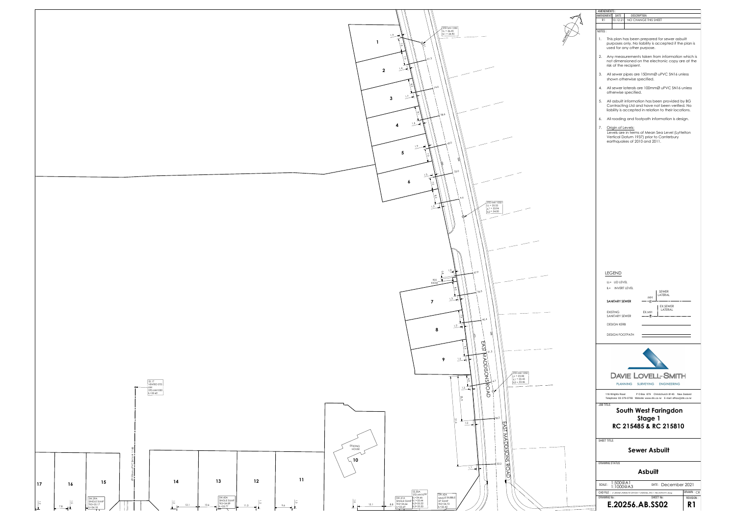**AMENDMENTS:**

| AMENDMENT | DATE | DESCRIPTION |
|---|---|---|
| R1 | 10.12.21 | NO CHANGE THIS SHEET |

**NOTES:**

1. This plan has been prepared for sewer asbuilt purposes only. No liability is accepted if the plan is used for any other purpose.
2. Any measurements taken from information which is not dimensioned on the electronic copy are at the risk of the recipient.
3. All sewer pipes are 150mmØ uPVC SN16 unless shown otherwise specified.
4. All sewer laterals are 100mmØ uPVC SN16 unless otherwise specified.
5. All asbuilt information has been provided by BG Contracting Ltd and have not been verified. No liability is accepted in relation to their locations.
6. All roading and footpath information is design.
7. Origin of Levels:
   Levels are in terms of Mean Sea Level (Lyttelton Vertical Datum 1937) prior to Canterbury earthquakes of 2010 and 2011.

**LEGEND**

- LL= LID LEVEL
- IL= INVERT LEVEL
- SANITARY SEWER — MH, SEWER LATERAL
- EXISTING SANITARY SEWER — EX.MH, EX.SEWER LATERAL
- DESIGN KERB
- DESIGN FOOTPATH

**DAVIE LOVELL-SMITH**
PLANNING SURVEYING ENGINEERING

116 Wrights Road P O Box 679 Christchurch 8140 New Zealand
Telephone: 03 379-0793 Website: www.dls.co.nz E-mail: office@dls.co.nz

JOB TITLE:

## South West Faringdon Stage 1 RC 215485 & RC 215810

SHEET TITLE:

## Sewer Asbuilt

DRAWING STATUS

## Asbuilt

SCALE: 1:500@A1 1:1000@A3 DATE: December 2021

DRAWN: CR

DRAWING No: SHEET No: REVISION:

**E.20256.AB.SS02** **R1**

---

Plan annotations:

- STD MH 1050, LL = 36.45, IL1 = 34.90
- STD MH 1050, LL = 35.53, IL1 = 33.94, IL2 = 34.00
- STD MH 1050, LL = 35.08, IL1 = 33.43, IL2 = 33.46
- SS.17, VENTED STD MH, STD MH1050, IL=32.69
- SS.30A, STD MH1050, LL=34.46, IL1=33.44, IL2=33.22, IL3=33.50
- SW.41A, SINGLE SUMP, TKS=34.44, IL=33.69
- SW.42A, SINGLE BUBBLE UP SUMP, TKS=34.72, IL=33.42
- SW.40A, SINGLE SUMP, TKS=34.89, IL=33.77
- SW.39A, SINGLE SUMP, TKS=35.17, IL=34.18
- 905 KIOSK
- EXISTING HOUSE
- EAST MADDISONS ROAD
- Lots: 1, 2, 3, 4, 5, 6, 7, 8, 9, 10, 11, 12, 13, 14, 15, 16, 17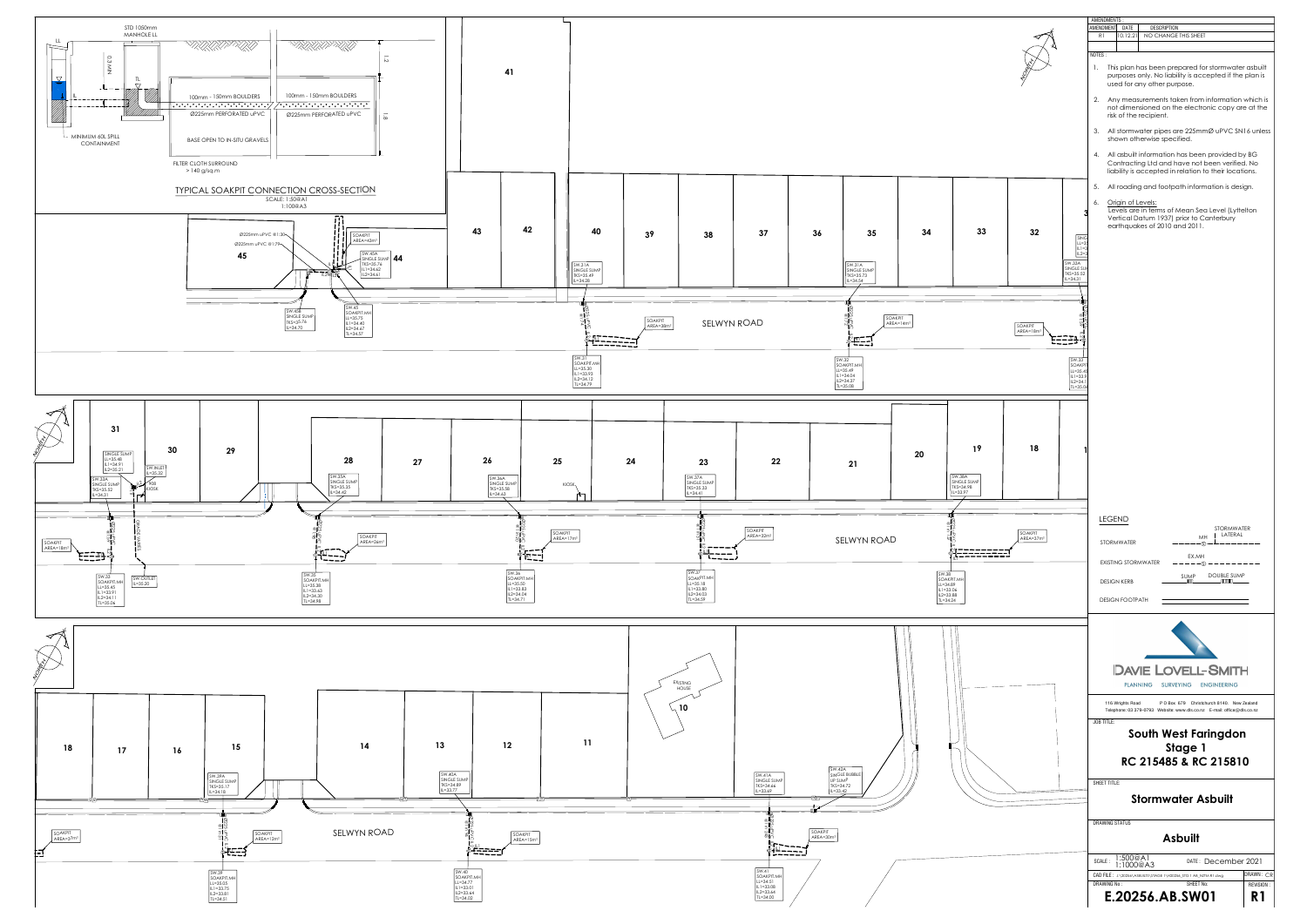# TYPICAL SOAKPIT CONNECTION CROSS-SECTION

SCALE: 1:50@A1 / 1:100@A3

- STD 1050mm MANHOLE LL
- LL
- IL
- TL
- NW 0.3
- 100mm - 150mm BOULDERS
- Ø225mm PERFORATED uPVC
- BASE OPEN TO IN-SITU GRAVELS
- MINIMUM 60L SPILL CONTAINMENT
- FILTER CLOTH SURROUND > 140 g/sq.m
- 1.2
- 1.8

## Lot 45 / 44

- Ø225mm uPVC @1:30
- Ø225mm uPVC @1:79
- SOAKPIT AREA=43m²
- SW.45A SINGLE SUMP TKS=35.74 IL1=34.62 IL2=34.61
- SW.45B SINGLE SUMP TKS=35.76 IL=34.70
- SW.45 SOAKPIT.MH LL=35.75 IL1=34.40 IL2=34.47 TL=34.57

## Selwyn Road (Lots 43 – 32)

- SW.31A SINGLE SUMP TKS=35.49 IL=34.38
- SOAKPIT AREA=38m²
- SW.31 SOAKPIT.MH LL=35.30 IL1=33.93 IL2=34.12 TL=34.79
- SW.31A SINGLE SUMP TKS=35.73 IL=34.54
- SOAKPIT AREA=14m²
- SW.32 SOAKPIT.MH LL=35.49 IL1=34.04 IL2=34.37 TL=35.08
- SOAKPIT AREA=18m²
- SW.33A SINGLE SUMP TKS=35.52 IL=34.31
- SW.33 SOAKPIT.MH LL=35.45 IL1=33.91 IL2=34.11 TL=35.06

## Selwyn Road (Lots 31 – 18)

- SINGLE SUMP LL=35.48 IL1=34.91 IL2=35.21
- SW.INLET IL=35.32
- SW.33A SINGLE SUMP TKS=35.52 IL=34.31
- 938 KIOSK
- SOAKPIT AREA=18m²
- SW.33 SOAKPIT.MH LL=35.45 IL1=33.91 IL2=34.11 TL=35.06
- SW.OUTLET IL=35.20
- SW.35A SINGLE SUMP TKS=35.35 IL=34.42
- SOAKPIT AREA=26m²
- SW.35 SOAKPIT.MH LL=35.38 IL1=33.63 IL2=34.30 TL=34.98
- SW.36A SINGLE SUMP TKS=35.58 IL=34.62
- KIOSK
- SOAKPIT AREA=17m²
- SW.36 SOAKPIT.MH LL=35.50 IL1=33.83 IL2=34.04 TL=34.71
- SW.37A SINGLE SUMP TKS=35.33 IL=34.41
- SOAKPIT AREA=32m²
- SW.37 SOAKPIT.MH LL=35.18 IL1=33.80 IL2=34.03 TL=34.59
- SW.38A SINGLE SUMP TKS=34.98 IL=33.97
- SOAKPIT AREA=37m²
- SW.38 SOAKPIT.MH LL=34.89 IL1=33.06 IL2=33.88 TL=34.24

## Selwyn Road (Lots 18 – 10)

- SOAKPIT AREA=37m²
- SW.39A SINGLE SUMP TKS=35.17 IL=34.18
- SOAKPIT AREA=12m²
- SW.39 SOAKPIT.MH LL=35.05 IL1=33.75 IL2=33.81 TL=34.51
- SW.40A SINGLE SUMP TKS=34.89 IL=33.77
- SOAKPIT AREA=15m²
- SW.40 SOAKPIT.MH LL=34.77 IL1=33.01 IL2=33.64 TL=34.02
- EXISTING HOUSE
- SW.41A SINGLE SUMP TKS=34.66 IL=33.69
- SW.42A SINGLE RUBBLE LIP SUMP TKS=34.72 IL=33.42
- SOAKPIT AREA=30m²
- SW.41 SOAKPIT.MH LL=34.51 IL1=33.08 IL2=33.64 TL=34.00

## AMENDMENTS

| AMENDMENT | DATE | DESCRIPTION |
|---|---|---|
| R1 | 10.12.21 | NO CHANGE THIS SHEET |

## NOTES:

1. This plan has been prepared for stormwater asbuilt purposes only. No liability is accepted if the plan is used for any other purpose.
2. Any measurements taken from information which is not dimensioned on the electronic copy are at the risk of the recipient.
3. All stormwater pipes are 225mmØ uPVC SN16 unless shown otherwise specified.
4. All asbuilt information has been provided by BG Contracting Ltd and have not been verified. No liability is accepted in relation to their locations.
5. All roading and footpath information is design.
6. Origin of Levels: Levels are in terms of Mean Sea Level (Lyttelton Vertical Datum 1937) prior to Canterbury earthquakes of 2010 and 2011.

## LEGEND

- STORMWATER (MH, LATERAL)
- EXISTING STORMWATER (EX.MH)
- DESIGN KERB (SUMP, DOUBLE SUMP)
- DESIGN FOOTPATH

**DAVIE LOVELL-SMITH**
PLANNING SURVEYING ENGINEERING

116 Wrights Road P O Box 679 Christchurch 8140. New Zealand
Telephone: 03 379-0793 Website: www.dls.co.nz E-mail: office@dls.co.nz

JOB TITLE: **South West Faringdon Stage 1 RC 215485 & RC 215810**

SHEET TITLE: **Stormwater Asbuilt**

DRAWING STATUS: **Asbuilt**

SCALE: 1:500@A1 1:1000@A3 DATE: December 2021

CAD FILE: DRAWN: CR

DRAWING No: **E.20256.AB.SW01** SHEET No. REVISION: **R1**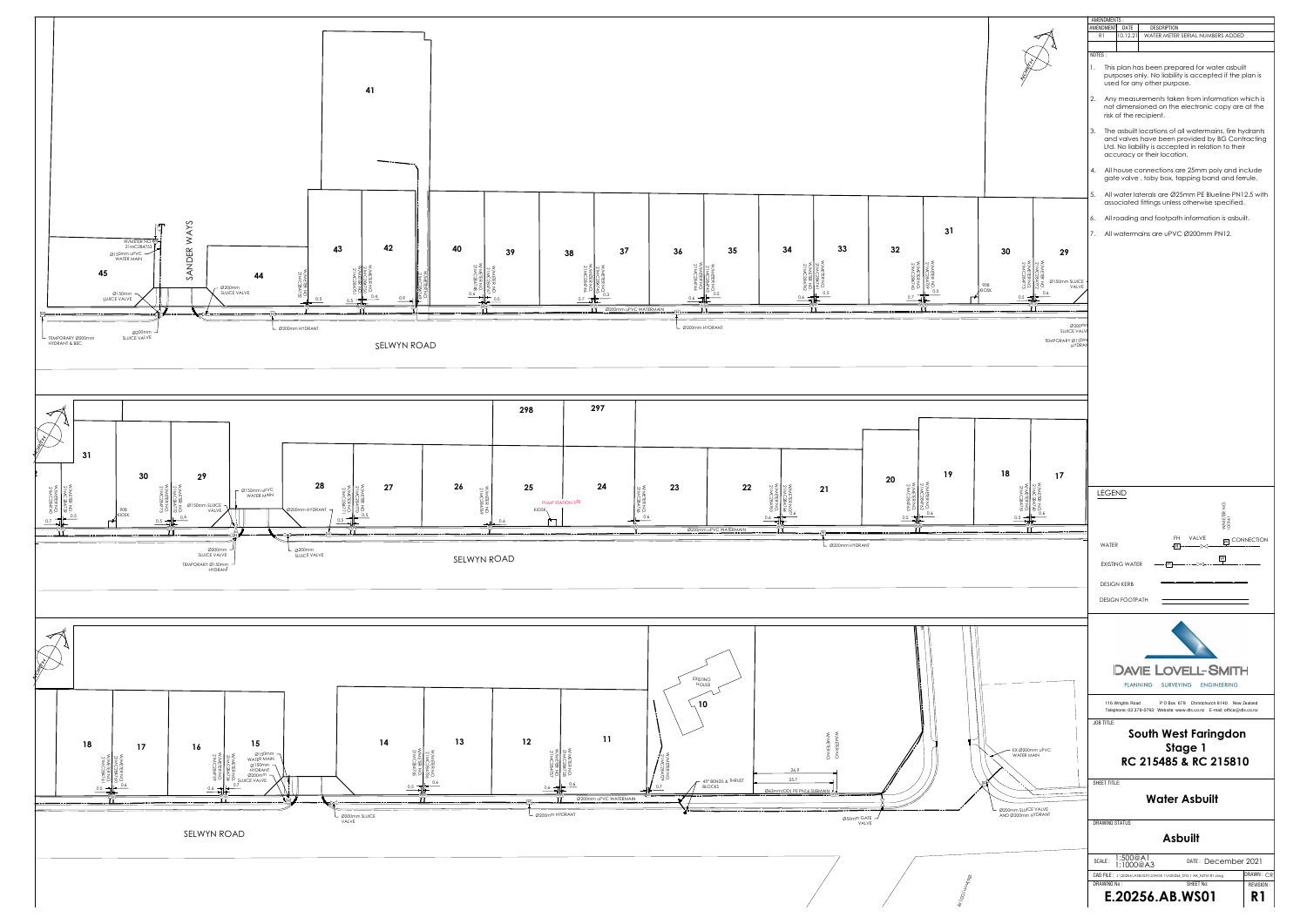| AMENDMENT | DATE | DESCRIPTION |
|---|---|---|
| R1 | 10.12.21 | WATER METER SERIAL NUMBERS ADDED |

NOTES :

1. This plan has been prepared for water asbuilt purposes only. No liability is accepted if the plan is used for any other purpose.
2. Any measurements taken from information which is not dimensioned on the electronic copy are at the risk of the recipient.
3. The asbuilt locations of all watermains, fire hydrants and valves have been provided by BG Contracting Ltd. No liability is accepted in relation to their accuracy or their location.
4. All house connections are 25mm poly and include gate valve , toby box, tapping band and ferrule.
5. All water laterals are Ø25mm PE Blueline PN12.5 with associated fittings unless otherwise specified.
6. All roading and footpath information is asbuilt.
7. All watermains are uPVC Ø200mm PN12.

LEGEND

WATER — FH, VALVE, CONNECTION, WATER NO.

EXISTING WATER

DESIGN KERB

DESIGN FOOTPATH

DAVIE LOVELL-SMITH

PLANNING SURVEYING ENGINEERING

116 Wrights Road P O Box 679 Christchurch 8140. New Zealand
Telephone: 03 379-0793 Website: www.dls.co.nz E-mail: office@dls.co.nz

JOB TITLE:

**South West Faringdon Stage 1**
**RC 215485 & RC 215810**

SHEET TITLE:

**Water Asbuilt**

DRAWING STATUS

**Asbuilt**

SCALE : 1:500@A1 1:1000@A3 DATE : December 2021

DRAWN : CJR

DRAWING No : **E.20256.AB.WS01** REVISION : **R1**

SELWYN ROAD

SANDER WAYS

Lots: 45, 44, 43, 42, 41, 40, 39, 38, 37, 36, 35, 34, 33, 32, 31, 30, 29, 28, 27, 26, 25, 24, 23, 22, 21, 20, 19, 18, 17, 16, 15, 14, 13, 12, 11, 10, 297, 298

WATER NO. 21MC084753

Ø150mm uPVC WATER MAIN

Ø150mm SLUICE VALVE

Ø200mm SLUICE VALVE

TEMPORARY Ø200mm HYDRANT & BEC

Ø200mm HYDRANT

Ø200mm uPVC WATERMAIN

908 KIOSK

TEMPORARY Ø150mm HYDRANT

PUMP STATION SITE

KIOSK

EXISTING HOUSE

45° BENDS & THRUST BLOCKS

Ø63mm(OD) PE PN16 SUBMAIN

26.9

25.7

Ø50mm GATE VALVE

EX Ø200mm uPVC WATER MAIN

Ø200mm SLUICE VALVE AND Ø200mm HYDRANT

Ø150mm WATER MAIN

Ø150mm HYDRANT

Ø200mm SLUICE VALVE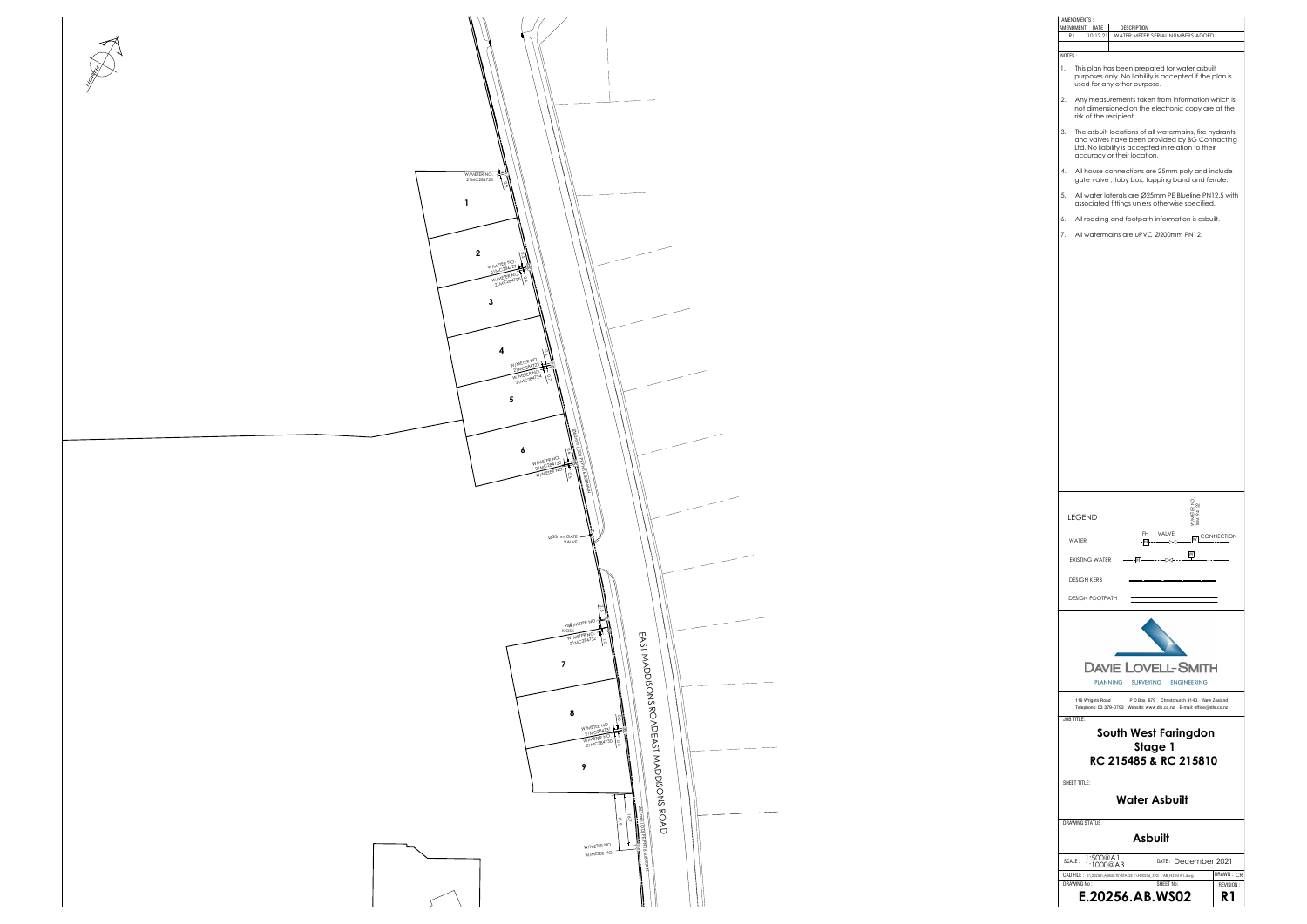AMENDMENTS :

| AMENDMENT | DATE | DESCRIPTION |
| --- | --- | --- |
| R1 | 10.12.21 | WATER METER SERIAL NUMBERS ADDED |

NOTES :

1. This plan has been prepared for water asbuilt purposes only. No liability is accepted if the plan is used for any other purpose.
2. Any measurements taken from information which is not dimensioned on the electronic copy are at the risk of the recipient.
3. The asbuilt locations of all watermains, fire hydrants and valves have been provided by BG Contracting Ltd. No liability is accepted in relation to their accuracy or their location.
4. All house connections are 25mm poly and include gate valve , toby box, tapping band and ferrule.
5. All water laterals are Ø25mm PE Blueline PN12.5 with associated fittings unless otherwise specified.
6. All roading and footpath information is asbuilt.
7. All watermains are uPVC Ø200mm PN12.

LEGEND

WATER — FH, VALVE, CONNECTION

EXISTING WATER

DESIGN KERB

DESIGN FOOTPATH

DAVIE LOVELL-SMITH

PLANNING SURVEYING ENGINEERING

116 Wrights Road P O Box 679 Christchurch 8140 New Zealand
Telephone: 03 379-0793 Website: www.dls.co.nz E-mail: office@dls.co.nz

JOB TITLE:

**South West Faringdon Stage 1 RC 215485 & RC 215810**

SHEET TITLE:

**Water Asbuilt**

DRAWING STATUS

**Asbuilt**

SCALE : 1:500@A1 1:1000@A3

DATE : December 2021

DRAWN : CR

DRAWING No : **E.20256.AB.WS02**

REVISION : **R1**

EAST MADDISONS ROAD

Ø50mm GATE VALVE

W/METER NO. 21MC284728

W/METER NO. 21MC284732